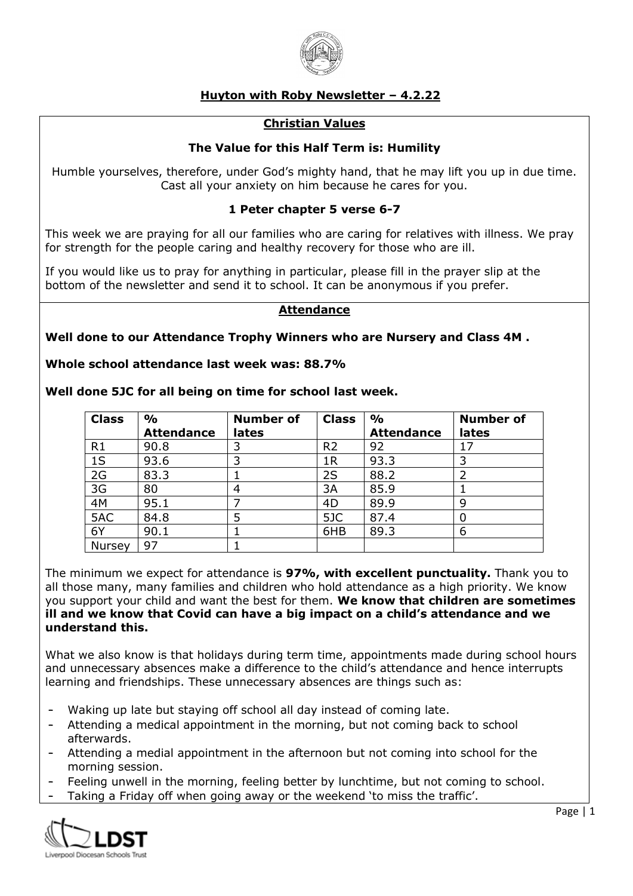# Huyton with Roby Newsletter – 4.2.22

## Christian Values

### The Value for this Half Term is: Humility

Humble yourselves, therefore, under God's mighty hand, that he may lift you up in due time. Cast all your anxiety on him because he cares for you.

**1 Peter chapter 5 verse 6-7**

This week we are praying for all our families who are caring for relatives with illness. We pray for strength for the people caring and healthy recovery for those who are ill.

If you would like us to pray for anything in particular, please fill in the prayer slip at the bottom of the newsletter and send it to school. It can be anonymous if you prefer.

## Attendance

**Well done to our Attendance Trophy Winners who are Nursery and Class 4M .**

**Whole school attendance last week was: 88.7%**

**Well done 5JC for all being on time for school last week.**

| Class | % Attendance | Number of lates | Class | % Attendance | Number of lates |
|---|---|---|---|---|---|
| R1 | 90.8 | 3 | R2 | 92 | 17 |
| 1S | 93.6 | 3 | 1R | 93.3 | 3 |
| 2G | 83.3 | 1 | 2S | 88.2 | 2 |
| 3G | 80 | 4 | 3A | 85.9 | 1 |
| 4M | 95.1 | 7 | 4D | 89.9 | 9 |
| 5AC | 84.8 | 5 | 5JC | 87.4 | 0 |
| 6Y | 90.1 | 1 | 6HB | 89.3 | 6 |
| Nursey | 97 | 1 | | | |

The minimum we expect for attendance is **97%, with excellent punctuality.** Thank you to all those many, many families and children who hold attendance as a high priority. We know you support your child and want the best for them. **We know that children are sometimes ill and we know that Covid can have a big impact on a child's attendance and we understand this.**

What we also know is that holidays during term time, appointments made during school hours and unnecessary absences make a difference to the child's attendance and hence interrupts learning and friendships. These unnecessary absences are things such as:

- Waking up late but staying off school all day instead of coming late.
- Attending a medical appointment in the morning, but not coming back to school afterwards.
- Attending a medial appointment in the afternoon but not coming into school for the morning session.
- Feeling unwell in the morning, feeling better by lunchtime, but not coming to school.
- Taking a Friday off when going away or the weekend 'to miss the traffic'.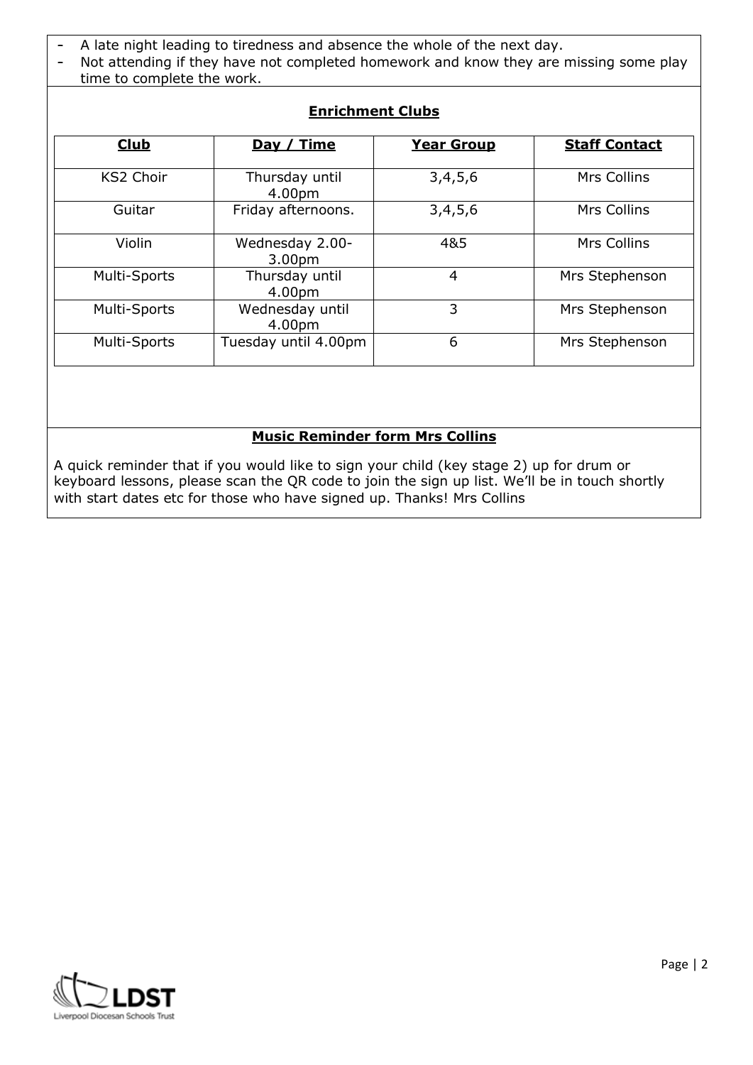- A late night leading to tiredness and absence the whole of the next day.
- Not attending if they have not completed homework and know they are missing some play time to complete the work.

## Enrichment Clubs

| Club | Day / Time | Year Group | Staff Contact |
|---|---|---|---|
| KS2 Choir | Thursday until 4.00pm | 3,4,5,6 | Mrs Collins |
| Guitar | Friday afternoons. | 3,4,5,6 | Mrs Collins |
| Violin | Wednesday 2.00-3.00pm | 4&5 | Mrs Collins |
| Multi-Sports | Thursday until 4.00pm | 4 | Mrs Stephenson |
| Multi-Sports | Wednesday until 4.00pm | 3 | Mrs Stephenson |
| Multi-Sports | Tuesday until 4.00pm | 6 | Mrs Stephenson |

## Music Reminder form Mrs Collins

A quick reminder that if you would like to sign your child (key stage 2) up for drum or keyboard lessons, please scan the QR code to join the sign up list. We'll be in touch shortly with start dates etc for those who have signed up. Thanks! Mrs Collins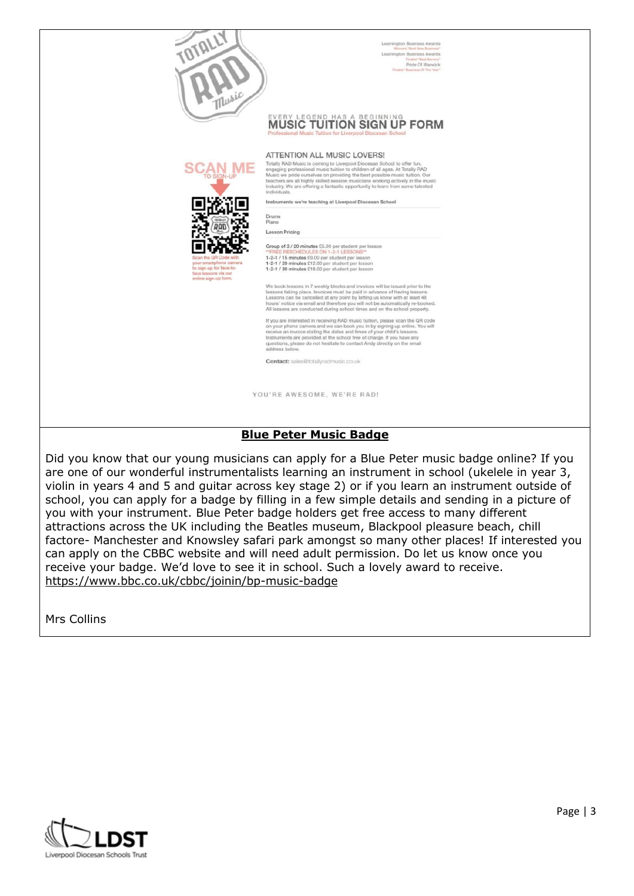Leamington Business Awards
Winners "Best New Business"
Leamington Business Awards
Finalist "Best Service"
Pride Of Warwick
Finalist "Business Of The Year"

EVERY LEGEND HAS A BEGINNING

# MUSIC TUITION SIGN UP FORM

Professional Music Tuition for Liverpool Diocesan School

SCAN ME
TO SIGN-UP

Scan the QR Code with your smartphone camera to sign-up for face-to-face lessons via our online sign-up form.

ATTENTION ALL MUSIC LOVERS!

Totally RAD Music is coming to Liverpool Diocesan School to offer fun, engaging professional music tuition to children of all ages. At Totally RAD Music we pride ourselves on providing the best possible music tuition. Our teachers are all highly skilled session musicians working actively in the music industry. We are offering a fantastic opportunity to learn from some talented individuals.

**Instruments we're teaching at Liverpool Diocesan School**

Drums
Piano

**Lesson Pricing**

**Group of 3 / 20 minutes** £5.00 per student per lesson
**FREE RESCHEDULES ON 1-2-1 LESSONS**
**1-2-1 / 15 minutes** £9.00 per student per lesson
**1-2-1 / 20 minutes** £12.00 per student per lesson
**1-2-1 / 30 minutes** £18.00 per student per lesson

We book lessons in 7 weekly blocks and invoices will be issued prior to the lessons taking place. Invoices must be paid in advance of having lessons. Lessons can be cancelled at any point by letting us know with at least 48 hours' notice via email and therefore you will not be automatically re-booked. All lessons are conducted during school times and on the school property.

If you are interested in receiving RAD music tuition, please scan the QR code on your phone camera and we can book you in by signing up online. You will receive an invoice stating the dates and times of your child's lessons. Instruments are provided at the school free of charge. If you have any questions, please do not hesitate to contact Andy directly on the email address below.

**Contact:** sales@totallyradmusic.co.uk

YOU'RE AWESOME, WE'RE RAD!

## Blue Peter Music Badge

Did you know that our young musicians can apply for a Blue Peter music badge online? If you are one of our wonderful instrumentalists learning an instrument in school (ukelele in year 3, violin in years 4 and 5 and guitar across key stage 2) or if you learn an instrument outside of school, you can apply for a badge by filling in a few simple details and sending in a picture of you with your instrument. Blue Peter badge holders get free access to many different attractions across the UK including the Beatles museum, Blackpool pleasure beach, chill factore- Manchester and Knowsley safari park amongst so many other places! If interested you can apply on the CBBC website and will need adult permission. Do let us know once you receive your badge. We'd love to see it in school. Such a lovely award to receive.
https://www.bbc.co.uk/cbbc/joinin/bp-music-badge

Mrs Collins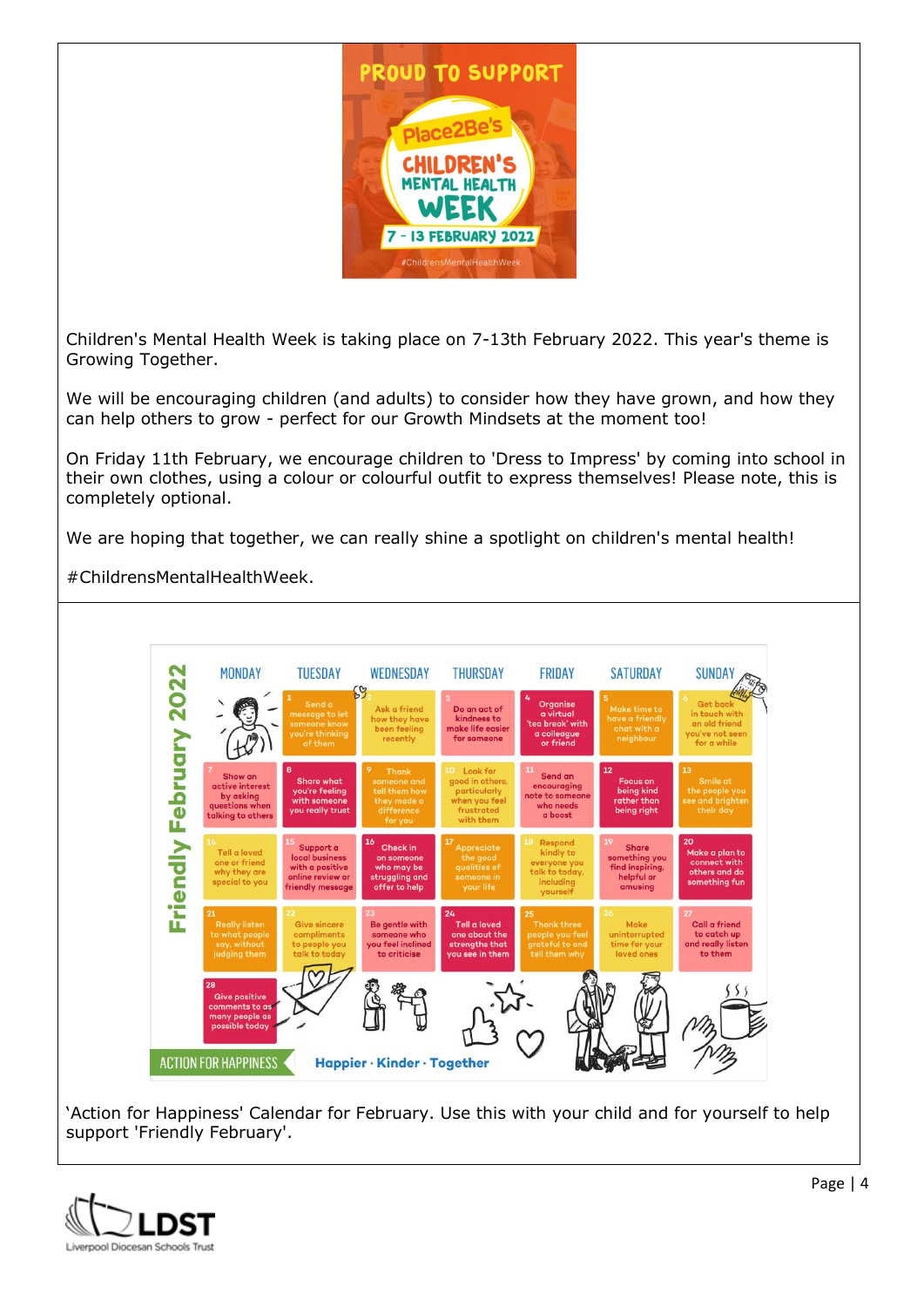PROUD TO SUPPORT

Place2Be's

CHILDREN'S MENTAL HEALTH WEEK

7 - 13 FEBRUARY 2022

#ChildrensMentalHealthWeek

Children's Mental Health Week is taking place on 7-13th February 2022. This year's theme is Growing Together.

We will be encouraging children (and adults) to consider how they have grown, and how they can help others to grow - perfect for our Growth Mindsets at the moment too!

On Friday 11th February, we encourage children to 'Dress to Impress' by coming into school in their own clothes, using a colour or colourful outfit to express themselves! Please note, this is completely optional.

We are hoping that together, we can really shine a spotlight on children's mental health!

#ChildrensMentalHealthWeek.

**Friendly February 2022**

| MONDAY | TUESDAY | WEDNESDAY | THURSDAY | FRIDAY | SATURDAY | SUNDAY |
|---|---|---|---|---|---|---|
| | 1 Send a message to let someone know you're thinking of them | 2 Ask a friend how they have been feeling recently | 3 Do an act of kindness to make life easier for someone | 4 Organise a virtual 'tea break' with a colleague or friend | 5 Make time to have a friendly chat with a neighbour | 6 Get back in touch with an old friend you've not seen for a while |
| 7 Show an active interest by asking questions when talking to others | 8 Share what you're feeling with someone you really trust | 9 Thank someone and tell them how they made a difference for you | 10 Look for good in others, particularly when you feel frustrated with them | 11 Send an encouraging note to someone who needs a boost | 12 Focus on being kind rather than being right | 13 Smile at the people you see and brighten their day |
| 14 Tell a loved one or friend why they are special to you | 15 Support a local business with a positive online review or friendly message | 16 Check in on someone who may be struggling and offer to help | 17 Appreciate the good qualities of someone in your life | 18 Respond kindly to everyone you talk to today, including yourself | 19 Share something you find inspiring, helpful or amusing | 20 Make a plan to connect with others and do something fun |
| 21 Really listen to what people say, without judging them | 22 Give sincere compliments to people you talk to today | 23 Be gentle with someone who you feel inclined to criticise | 24 Tell a loved one about the strengths that you see in them | 25 Thank three people you feel grateful to and tell them why | 26 Make uninterrupted time for your loved ones | 27 Call a friend to catch up and really listen to them |
| 28 Give positive comments to as many people as possible today | | | | | | |

ACTION FOR HAPPINESS — Happier · Kinder · Together

'Action for Happiness' Calendar for February. Use this with your child and for yourself to help support 'Friendly February'.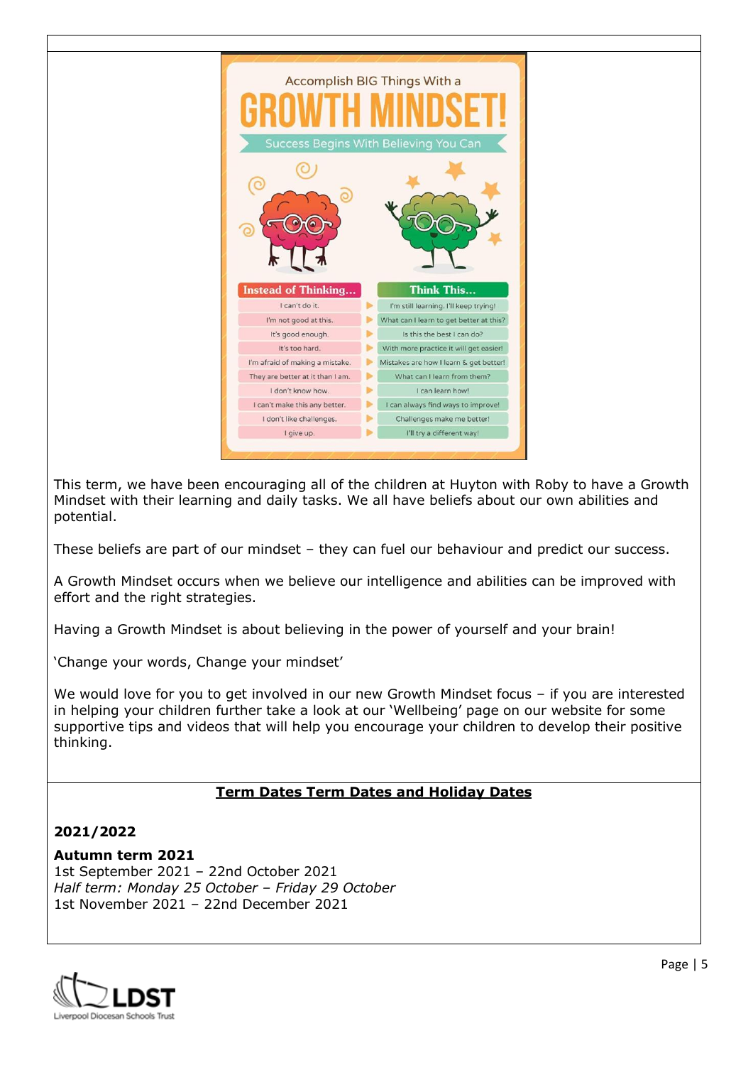Accomplish BIG Things With a

# GROWTH MINDSET!

Success Begins With Believing You Can

| Instead of Thinking... | Think This... |
|---|---|
| I can't do it. | I'm still learning. I'll keep trying! |
| I'm not good at this. | What can I learn to get better at this? |
| It's good enough. | Is this the best I can do? |
| It's too hard. | With more practice it will get easier! |
| I'm afraid of making a mistake. | Mistakes are how I learn & get better! |
| They are better at it than I am. | What can I learn from them? |
| I don't know how. | I can learn how! |
| I can't make this any better. | I can always find ways to improve! |
| I don't like challenges. | Challenges make me better! |
| I give up. | I'll try a different way! |

This term, we have been encouraging all of the children at Huyton with Roby to have a Growth Mindset with their learning and daily tasks. We all have beliefs about our own abilities and potential.

These beliefs are part of our mindset – they can fuel our behaviour and predict our success.

A Growth Mindset occurs when we believe our intelligence and abilities can be improved with effort and the right strategies.

Having a Growth Mindset is about believing in the power of yourself and your brain!

'Change your words, Change your mindset'

We would love for you to get involved in our new Growth Mindset focus – if you are interested in helping your children further take a look at our 'Wellbeing' page on our website for some supportive tips and videos that will help you encourage your children to develop their positive thinking.

## Term Dates Term Dates and Holiday Dates

**2021/2022**

**Autumn term 2021**
1st September 2021 – 22nd October 2021
*Half term: Monday 25 October – Friday 29 October*
1st November 2021 – 22nd December 2021

LDST
Liverpool Diocesan Schools Trust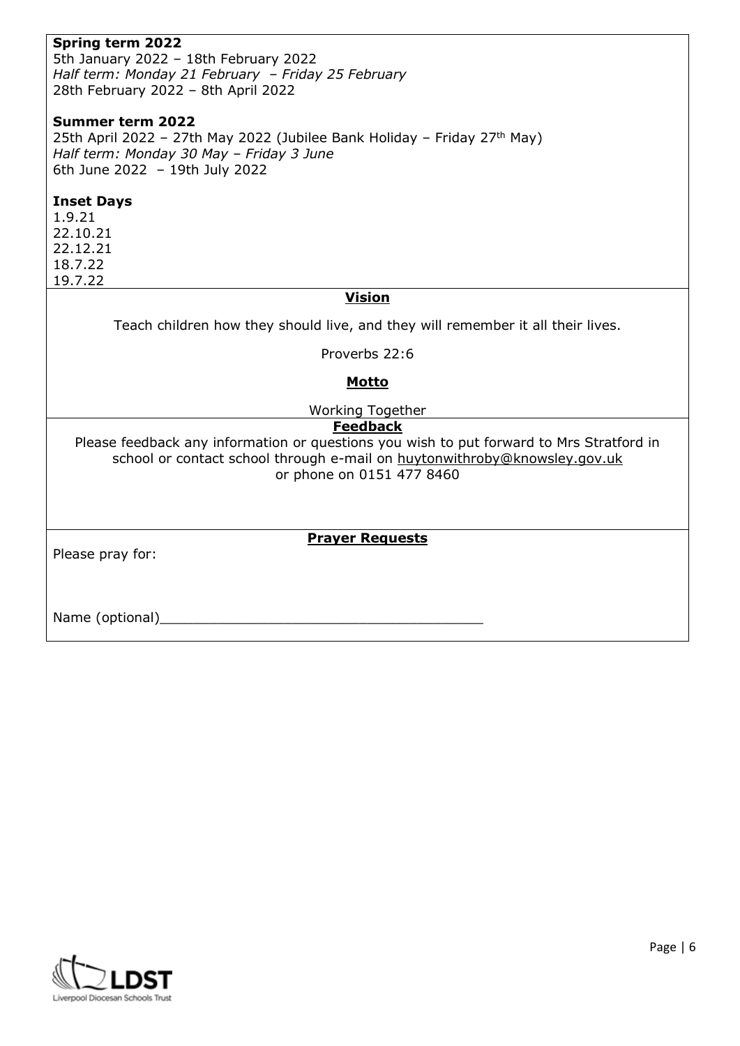**Spring term 2022**
5th January 2022 – 18th February 2022
*Half term: Monday 21 February – Friday 25 February*
28th February 2022 – 8th April 2022

**Summer term 2022**
25th April 2022 – 27th May 2022 (Jubilee Bank Holiday – Friday 27th May)
*Half term: Monday 30 May – Friday 3 June*
6th June 2022 – 19th July 2022

**Inset Days**
1.9.21
22.10.21
22.12.21
18.7.22
19.7.22

## Vision

Teach children how they should live, and they will remember it all their lives.

Proverbs 22:6

## Motto

Working Together

## Feedback

Please feedback any information or questions you wish to put forward to Mrs Stratford in school or contact school through e-mail on huytonwithroby@knowsley.gov.uk or phone on 0151 477 8460

## Prayer Requests

Please pray for:

Name (optional)_______________________________________